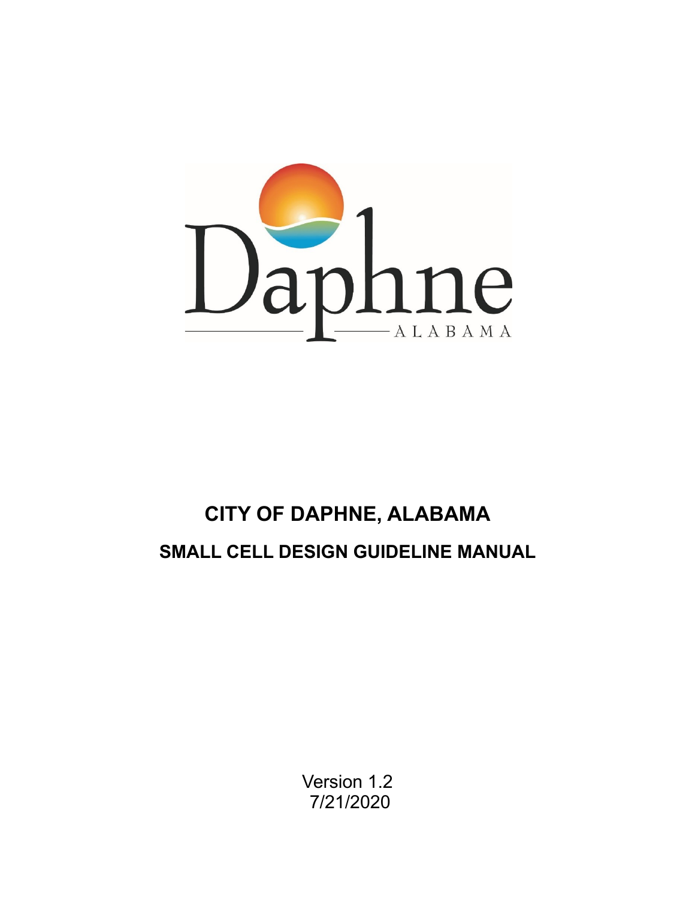# CITY OF DAPHNE, ALABAMA

## SMALL CELL DESIGN GUIDELINE MANUAL

Version 1.2
7/21/2020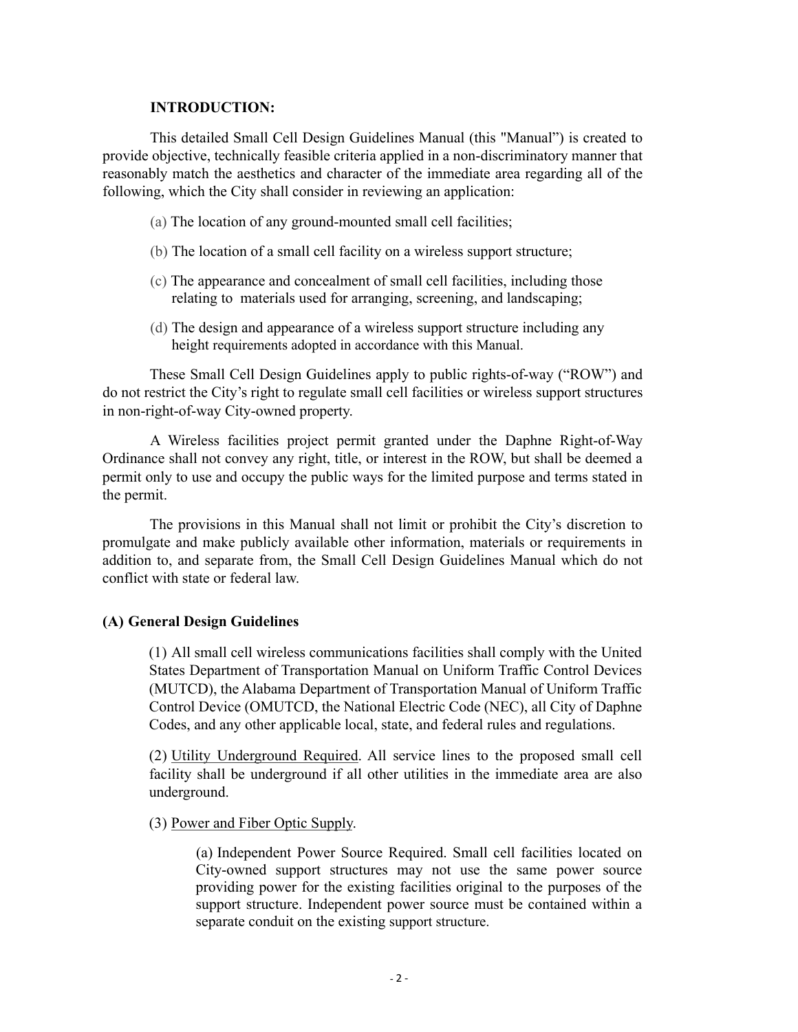## INTRODUCTION:

This detailed Small Cell Design Guidelines Manual (this "Manual") is created to provide objective, technically feasible criteria applied in a non-discriminatory manner that reasonably match the aesthetics and character of the immediate area regarding all of the following, which the City shall consider in reviewing an application:

(a) The location of any ground-mounted small cell facilities;

(b) The location of a small cell facility on a wireless support structure;

(c) The appearance and concealment of small cell facilities, including those relating to materials used for arranging, screening, and landscaping;

(d) The design and appearance of a wireless support structure including any height requirements adopted in accordance with this Manual.

These Small Cell Design Guidelines apply to public rights-of-way ("ROW") and do not restrict the City's right to regulate small cell facilities or wireless support structures in non-right-of-way City-owned property.

A Wireless facilities project permit granted under the Daphne Right-of-Way Ordinance shall not convey any right, title, or interest in the ROW, but shall be deemed a permit only to use and occupy the public ways for the limited purpose and terms stated in the permit.

The provisions in this Manual shall not limit or prohibit the City's discretion to promulgate and make publicly available other information, materials or requirements in addition to, and separate from, the Small Cell Design Guidelines Manual which do not conflict with state or federal law.

### (A) General Design Guidelines

(1) All small cell wireless communications facilities shall comply with the United States Department of Transportation Manual on Uniform Traffic Control Devices (MUTCD), the Alabama Department of Transportation Manual of Uniform Traffic Control Device (OMUTCD, the National Electric Code (NEC), all City of Daphne Codes, and any other applicable local, state, and federal rules and regulations.

(2) Utility Underground Required. All service lines to the proposed small cell facility shall be underground if all other utilities in the immediate area are also underground.

(3) Power and Fiber Optic Supply.

(a) Independent Power Source Required. Small cell facilities located on City-owned support structures may not use the same power source providing power for the existing facilities original to the purposes of the support structure. Independent power source must be contained within a separate conduit on the existing support structure.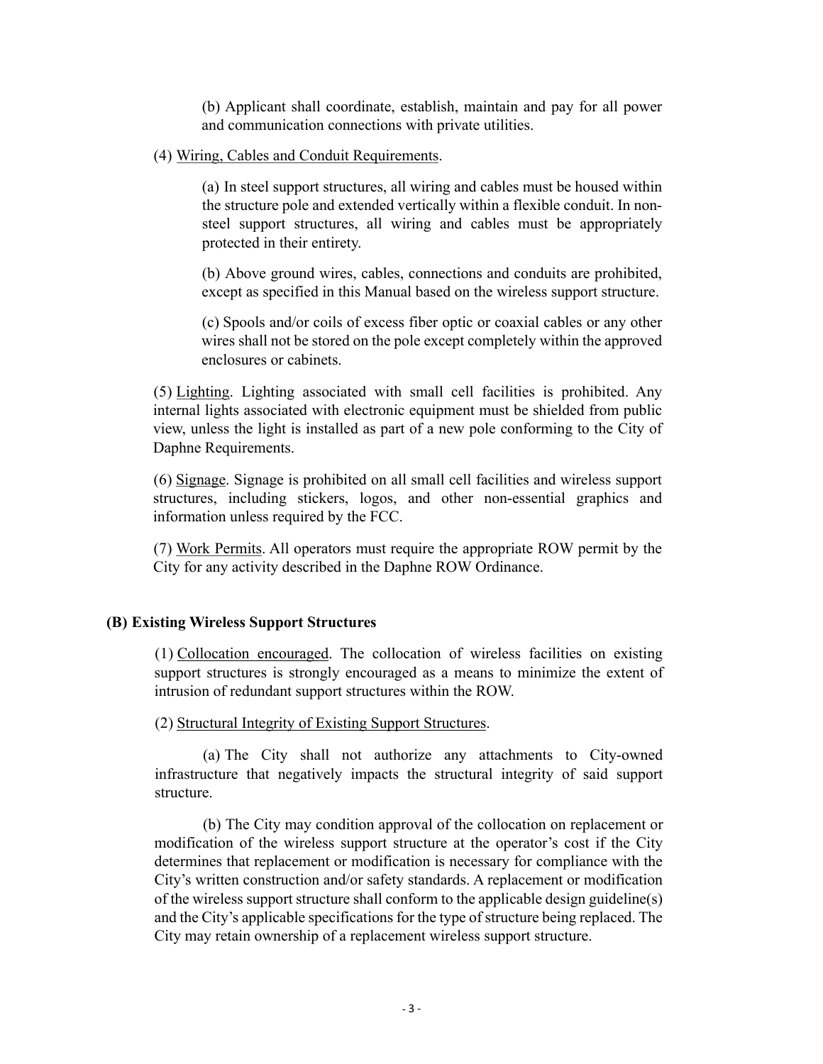(b) Applicant shall coordinate, establish, maintain and pay for all power and communication connections with private utilities.

(4) Wiring, Cables and Conduit Requirements.

(a) In steel support structures, all wiring and cables must be housed within the structure pole and extended vertically within a flexible conduit. In non-steel support structures, all wiring and cables must be appropriately protected in their entirety.

(b) Above ground wires, cables, connections and conduits are prohibited, except as specified in this Manual based on the wireless support structure.

(c) Spools and/or coils of excess fiber optic or coaxial cables or any other wires shall not be stored on the pole except completely within the approved enclosures or cabinets.

(5) Lighting. Lighting associated with small cell facilities is prohibited. Any internal lights associated with electronic equipment must be shielded from public view, unless the light is installed as part of a new pole conforming to the City of Daphne Requirements.

(6) Signage. Signage is prohibited on all small cell facilities and wireless support structures, including stickers, logos, and other non-essential graphics and information unless required by the FCC.

(7) Work Permits. All operators must require the appropriate ROW permit by the City for any activity described in the Daphne ROW Ordinance.

**(B) Existing Wireless Support Structures**

(1) Collocation encouraged. The collocation of wireless facilities on existing support structures is strongly encouraged as a means to minimize the extent of intrusion of redundant support structures within the ROW.

(2) Structural Integrity of Existing Support Structures.

(a) The City shall not authorize any attachments to City-owned infrastructure that negatively impacts the structural integrity of said support structure.

(b) The City may condition approval of the collocation on replacement or modification of the wireless support structure at the operator's cost if the City determines that replacement or modification is necessary for compliance with the City's written construction and/or safety standards. A replacement or modification of the wireless support structure shall conform to the applicable design guideline(s) and the City's applicable specifications for the type of structure being replaced. The City may retain ownership of a replacement wireless support structure.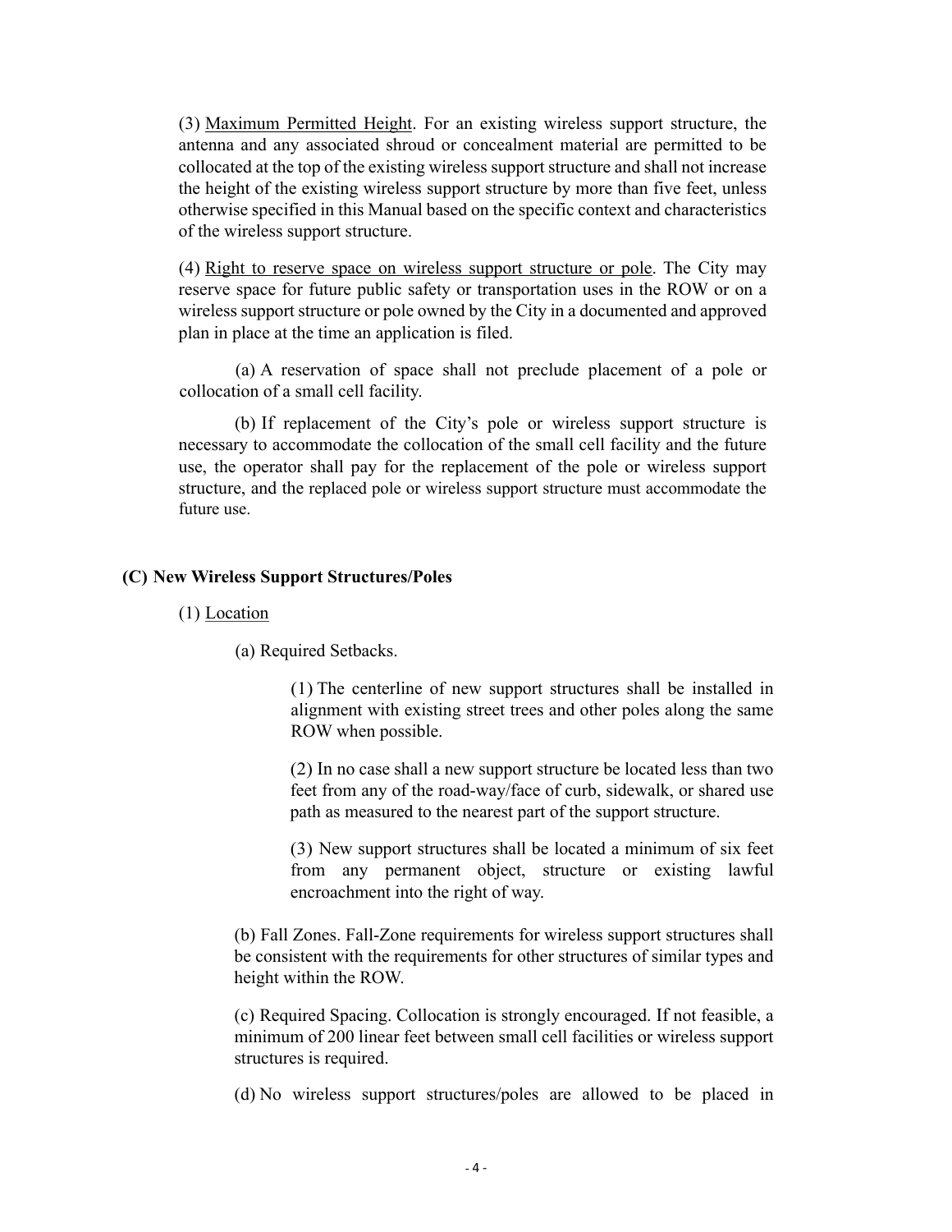(3) Maximum Permitted Height. For an existing wireless support structure, the antenna and any associated shroud or concealment material are permitted to be collocated at the top of the existing wireless support structure and shall not increase the height of the existing wireless support structure by more than five feet, unless otherwise specified in this Manual based on the specific context and characteristics of the wireless support structure.

(4) Right to reserve space on wireless support structure or pole. The City may reserve space for future public safety or transportation uses in the ROW or on a wireless support structure or pole owned by the City in a documented and approved plan in place at the time an application is filed.

(a) A reservation of space shall not preclude placement of a pole or collocation of a small cell facility.

(b) If replacement of the City's pole or wireless support structure is necessary to accommodate the collocation of the small cell facility and the future use, the operator shall pay for the replacement of the pole or wireless support structure, and the replaced pole or wireless support structure must accommodate the future use.

### (C) New Wireless Support Structures/Poles

(1) Location

(a) Required Setbacks.

(1) The centerline of new support structures shall be installed in alignment with existing street trees and other poles along the same ROW when possible.

(2) In no case shall a new support structure be located less than two feet from any of the road-way/face of curb, sidewalk, or shared use path as measured to the nearest part of the support structure.

(3) New support structures shall be located a minimum of six feet from any permanent object, structure or existing lawful encroachment into the right of way.

(b) Fall Zones. Fall-Zone requirements for wireless support structures shall be consistent with the requirements for other structures of similar types and height within the ROW.

(c) Required Spacing. Collocation is strongly encouraged. If not feasible, a minimum of 200 linear feet between small cell facilities or wireless support structures is required.

(d) No wireless support structures/poles are allowed to be placed in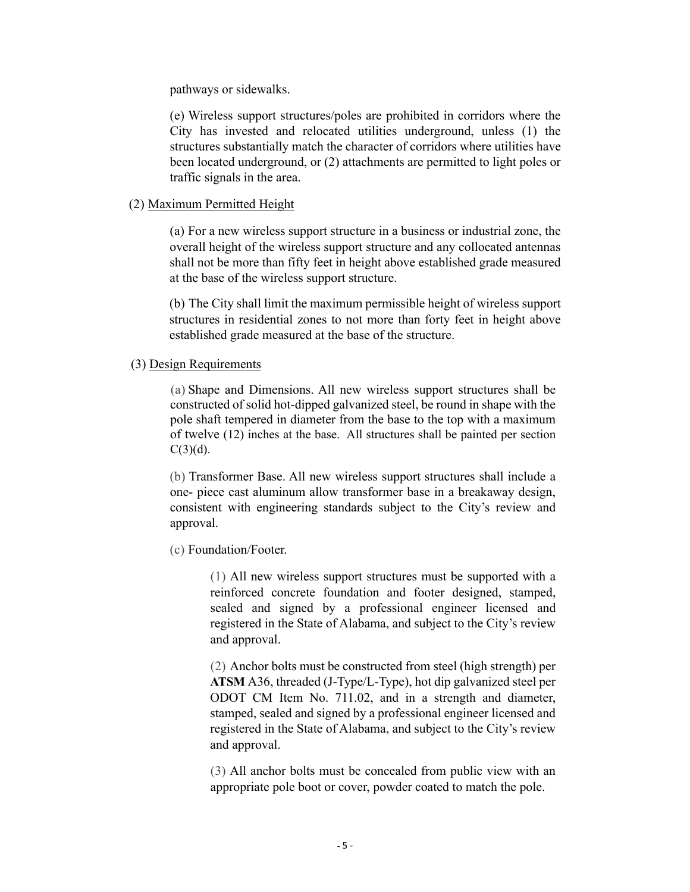pathways or sidewalks.

(e) Wireless support structures/poles are prohibited in corridors where the City has invested and relocated utilities underground, unless (1) the structures substantially match the character of corridors where utilities have been located underground, or (2) attachments are permitted to light poles or traffic signals in the area.

(2) Maximum Permitted Height

(a) For a new wireless support structure in a business or industrial zone, the overall height of the wireless support structure and any collocated antennas shall not be more than fifty feet in height above established grade measured at the base of the wireless support structure.

(b) The City shall limit the maximum permissible height of wireless support structures in residential zones to not more than forty feet in height above established grade measured at the base of the structure.

(3) Design Requirements

(a) Shape and Dimensions. All new wireless support structures shall be constructed of solid hot-dipped galvanized steel, be round in shape with the pole shaft tempered in diameter from the base to the top with a maximum of twelve (12) inches at the base. All structures shall be painted per section C(3)(d).

(b) Transformer Base. All new wireless support structures shall include a one- piece cast aluminum allow transformer base in a breakaway design, consistent with engineering standards subject to the City's review and approval.

(c) Foundation/Footer.

(1) All new wireless support structures must be supported with a reinforced concrete foundation and footer designed, stamped, sealed and signed by a professional engineer licensed and registered in the State of Alabama, and subject to the City's review and approval.

(2) Anchor bolts must be constructed from steel (high strength) per **ATSM** A36, threaded (J-Type/L-Type), hot dip galvanized steel per ODOT CM Item No. 711.02, and in a strength and diameter, stamped, sealed and signed by a professional engineer licensed and registered in the State of Alabama, and subject to the City's review and approval.

(3) All anchor bolts must be concealed from public view with an appropriate pole boot or cover, powder coated to match the pole.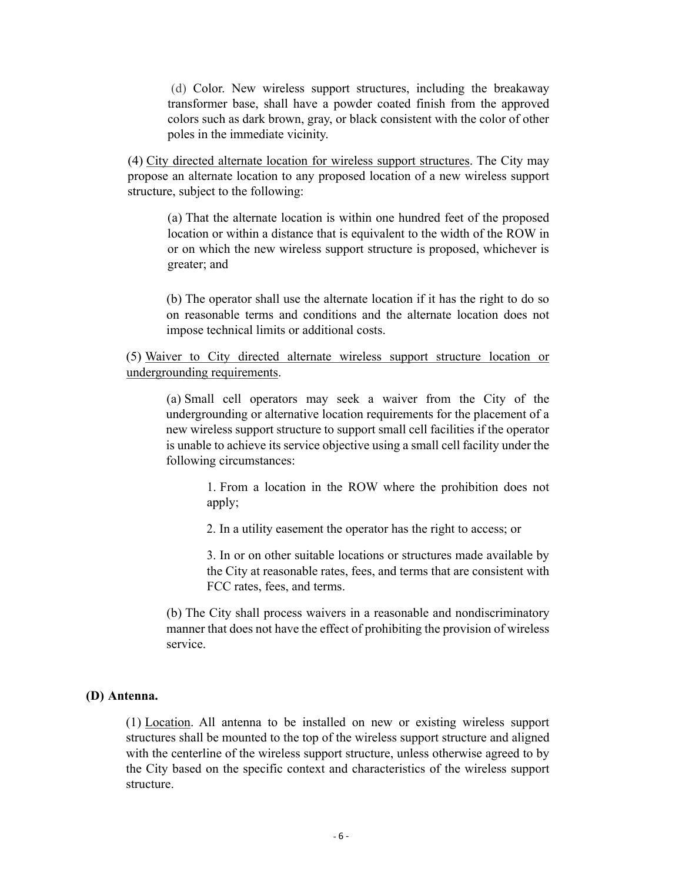(d) Color. New wireless support structures, including the breakaway transformer base, shall have a powder coated finish from the approved colors such as dark brown, gray, or black consistent with the color of other poles in the immediate vicinity.

(4) City directed alternate location for wireless support structures. The City may propose an alternate location to any proposed location of a new wireless support structure, subject to the following:

(a) That the alternate location is within one hundred feet of the proposed location or within a distance that is equivalent to the width of the ROW in or on which the new wireless support structure is proposed, whichever is greater; and

(b) The operator shall use the alternate location if it has the right to do so on reasonable terms and conditions and the alternate location does not impose technical limits or additional costs.

(5) Waiver to City directed alternate wireless support structure location or undergrounding requirements.

(a) Small cell operators may seek a waiver from the City of the undergrounding or alternative location requirements for the placement of a new wireless support structure to support small cell facilities if the operator is unable to achieve its service objective using a small cell facility under the following circumstances:

1. From a location in the ROW where the prohibition does not apply;

2. In a utility easement the operator has the right to access; or

3. In or on other suitable locations or structures made available by the City at reasonable rates, fees, and terms that are consistent with FCC rates, fees, and terms.

(b) The City shall process waivers in a reasonable and nondiscriminatory manner that does not have the effect of prohibiting the provision of wireless service.

**(D) Antenna.**

(1) Location. All antenna to be installed on new or existing wireless support structures shall be mounted to the top of the wireless support structure and aligned with the centerline of the wireless support structure, unless otherwise agreed to by the City based on the specific context and characteristics of the wireless support structure.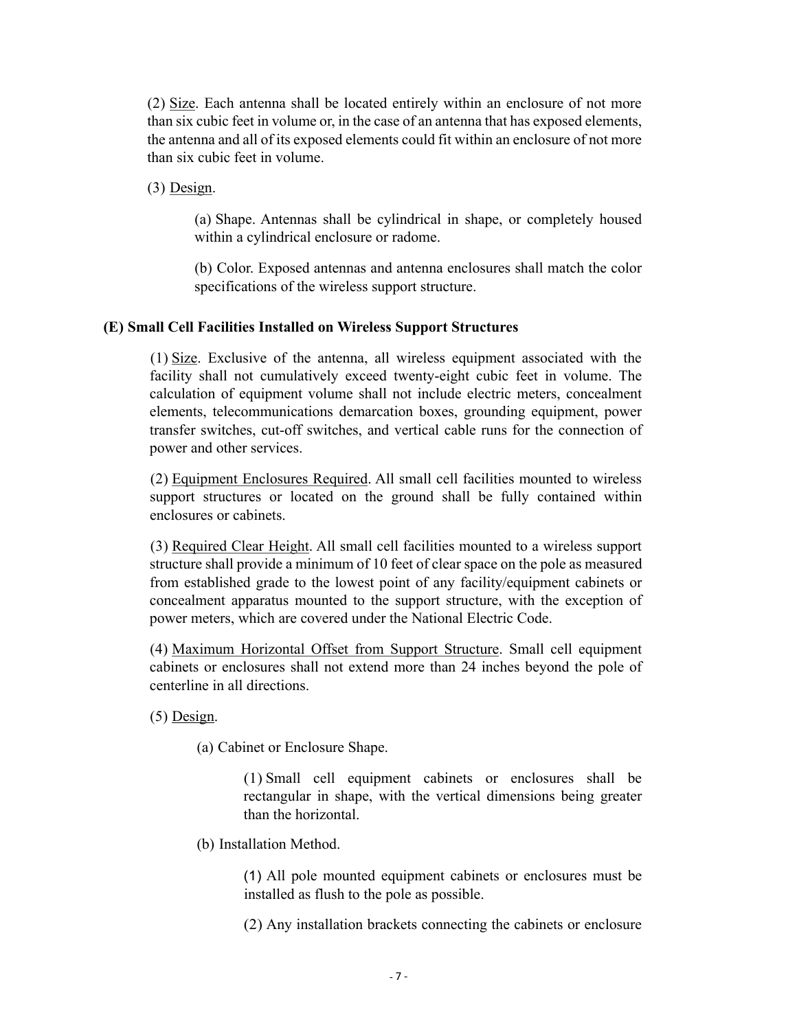(2) Size. Each antenna shall be located entirely within an enclosure of not more than six cubic feet in volume or, in the case of an antenna that has exposed elements, the antenna and all of its exposed elements could fit within an enclosure of not more than six cubic feet in volume.

(3) Design.

(a) Shape. Antennas shall be cylindrical in shape, or completely housed within a cylindrical enclosure or radome.

(b) Color. Exposed antennas and antenna enclosures shall match the color specifications of the wireless support structure.

**(E) Small Cell Facilities Installed on Wireless Support Structures**

(1) Size. Exclusive of the antenna, all wireless equipment associated with the facility shall not cumulatively exceed twenty-eight cubic feet in volume. The calculation of equipment volume shall not include electric meters, concealment elements, telecommunications demarcation boxes, grounding equipment, power transfer switches, cut-off switches, and vertical cable runs for the connection of power and other services.

(2) Equipment Enclosures Required. All small cell facilities mounted to wireless support structures or located on the ground shall be fully contained within enclosures or cabinets.

(3) Required Clear Height. All small cell facilities mounted to a wireless support structure shall provide a minimum of 10 feet of clear space on the pole as measured from established grade to the lowest point of any facility/equipment cabinets or concealment apparatus mounted to the support structure, with the exception of power meters, which are covered under the National Electric Code.

(4) Maximum Horizontal Offset from Support Structure. Small cell equipment cabinets or enclosures shall not extend more than 24 inches beyond the pole of centerline in all directions.

(5) Design.

(a) Cabinet or Enclosure Shape.

(1) Small cell equipment cabinets or enclosures shall be rectangular in shape, with the vertical dimensions being greater than the horizontal.

(b) Installation Method.

(1) All pole mounted equipment cabinets or enclosures must be installed as flush to the pole as possible.

(2) Any installation brackets connecting the cabinets or enclosure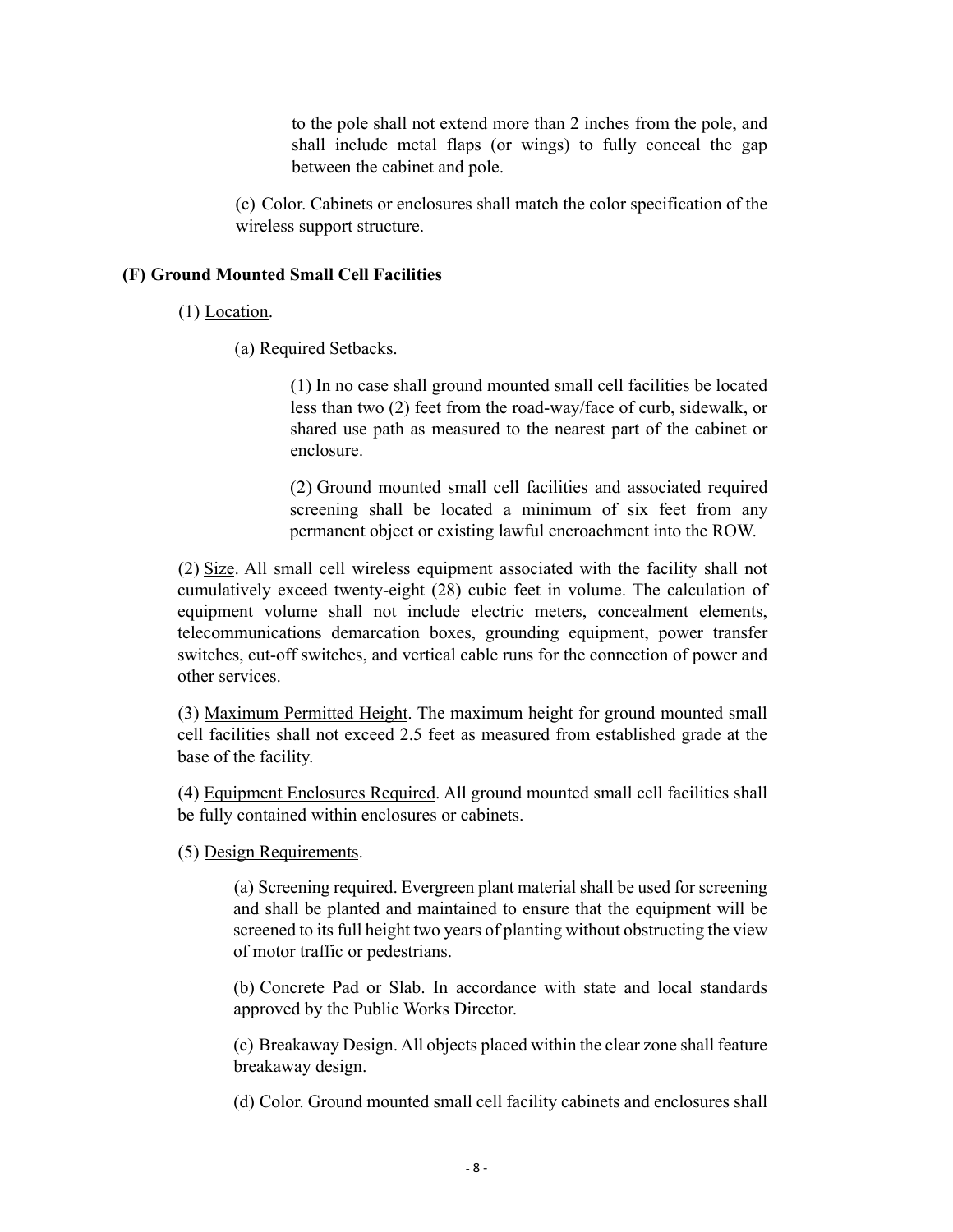to the pole shall not extend more than 2 inches from the pole, and shall include metal flaps (or wings) to fully conceal the gap between the cabinet and pole.

(c) Color. Cabinets or enclosures shall match the color specification of the wireless support structure.

**(F) Ground Mounted Small Cell Facilities**

(1) Location.

(a) Required Setbacks.

(1) In no case shall ground mounted small cell facilities be located less than two (2) feet from the road-way/face of curb, sidewalk, or shared use path as measured to the nearest part of the cabinet or enclosure.

(2) Ground mounted small cell facilities and associated required screening shall be located a minimum of six feet from any permanent object or existing lawful encroachment into the ROW.

(2) Size. All small cell wireless equipment associated with the facility shall not cumulatively exceed twenty-eight (28) cubic feet in volume. The calculation of equipment volume shall not include electric meters, concealment elements, telecommunications demarcation boxes, grounding equipment, power transfer switches, cut-off switches, and vertical cable runs for the connection of power and other services.

(3) Maximum Permitted Height. The maximum height for ground mounted small cell facilities shall not exceed 2.5 feet as measured from established grade at the base of the facility.

(4) Equipment Enclosures Required. All ground mounted small cell facilities shall be fully contained within enclosures or cabinets.

(5) Design Requirements.

(a) Screening required. Evergreen plant material shall be used for screening and shall be planted and maintained to ensure that the equipment will be screened to its full height two years of planting without obstructing the view of motor traffic or pedestrians.

(b) Concrete Pad or Slab. In accordance with state and local standards approved by the Public Works Director.

(c) Breakaway Design. All objects placed within the clear zone shall feature breakaway design.

(d) Color. Ground mounted small cell facility cabinets and enclosures shall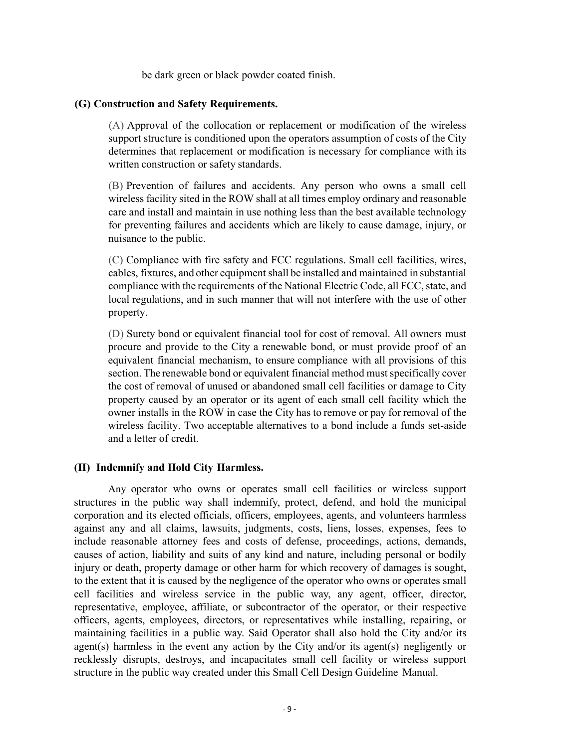be dark green or black powder coated finish.

**(G) Construction and Safety Requirements.**

(A) Approval of the collocation or replacement or modification of the wireless support structure is conditioned upon the operators assumption of costs of the City determines that replacement or modification is necessary for compliance with its written construction or safety standards.

(B) Prevention of failures and accidents. Any person who owns a small cell wireless facility sited in the ROW shall at all times employ ordinary and reasonable care and install and maintain in use nothing less than the best available technology for preventing failures and accidents which are likely to cause damage, injury, or nuisance to the public.

(C) Compliance with fire safety and FCC regulations. Small cell facilities, wires, cables, fixtures, and other equipment shall be installed and maintained in substantial compliance with the requirements of the National Electric Code, all FCC, state, and local regulations, and in such manner that will not interfere with the use of other property.

(D) Surety bond or equivalent financial tool for cost of removal. All owners must procure and provide to the City a renewable bond, or must provide proof of an equivalent financial mechanism, to ensure compliance with all provisions of this section. The renewable bond or equivalent financial method must specifically cover the cost of removal of unused or abandoned small cell facilities or damage to City property caused by an operator or its agent of each small cell facility which the owner installs in the ROW in case the City has to remove or pay for removal of the wireless facility. Two acceptable alternatives to a bond include a funds set-aside and a letter of credit.

**(H) Indemnify and Hold City Harmless.**

Any operator who owns or operates small cell facilities or wireless support structures in the public way shall indemnify, protect, defend, and hold the municipal corporation and its elected officials, officers, employees, agents, and volunteers harmless against any and all claims, lawsuits, judgments, costs, liens, losses, expenses, fees to include reasonable attorney fees and costs of defense, proceedings, actions, demands, causes of action, liability and suits of any kind and nature, including personal or bodily injury or death, property damage or other harm for which recovery of damages is sought, to the extent that it is caused by the negligence of the operator who owns or operates small cell facilities and wireless service in the public way, any agent, officer, director, representative, employee, affiliate, or subcontractor of the operator, or their respective officers, agents, employees, directors, or representatives while installing, repairing, or maintaining facilities in a public way. Said Operator shall also hold the City and/or its agent(s) harmless in the event any action by the City and/or its agent(s) negligently or recklessly disrupts, destroys, and incapacitates small cell facility or wireless support structure in the public way created under this Small Cell Design Guideline Manual.